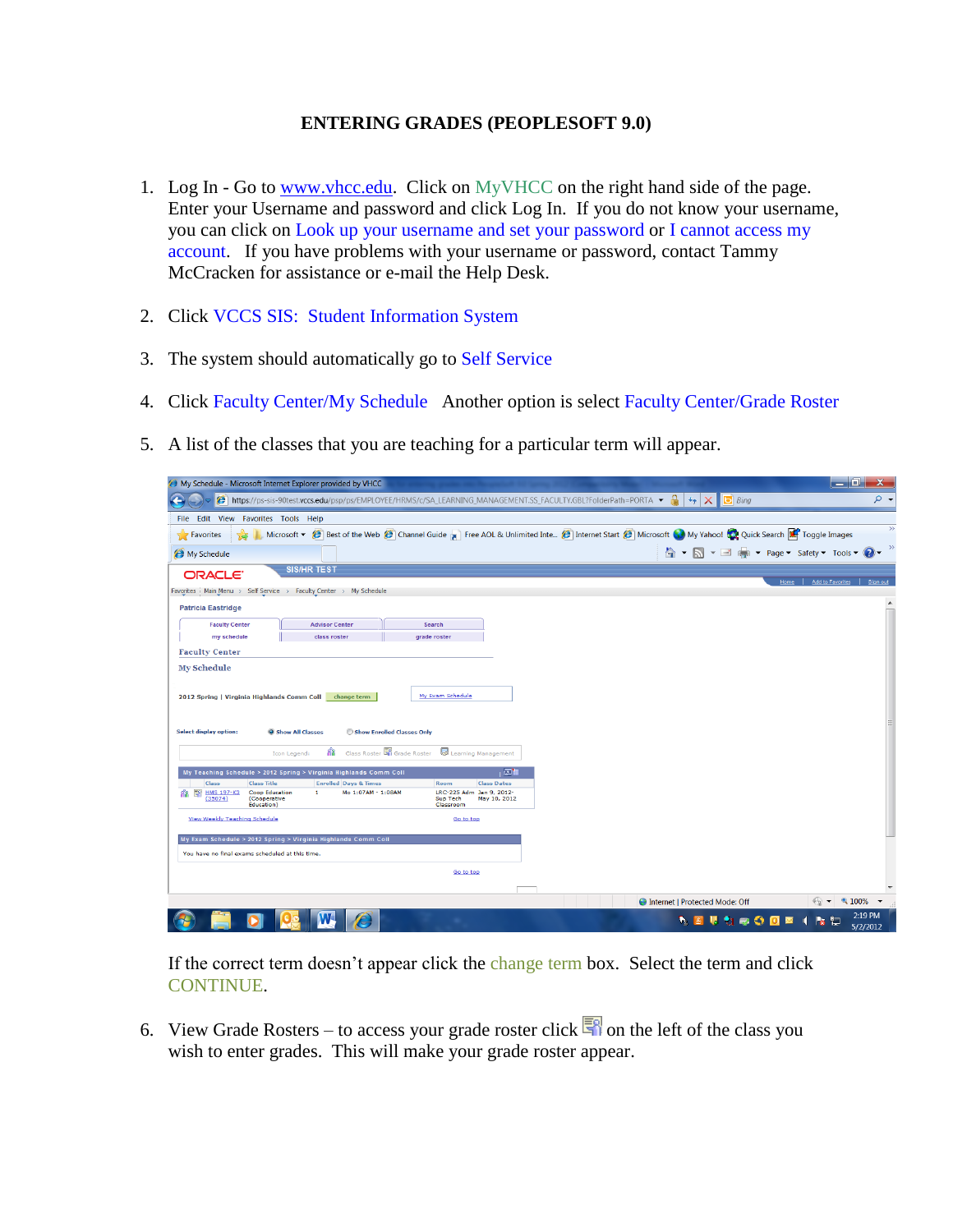# ENTERING GRADES (PEOPLESOFT 9.0)

1. Log In - Go to www.vhcc.edu. Click on MyVHCC on the right hand side of the page. Enter your Username and password and click Log In. If you do not know your username, you can click on Look up your username and set your password or I cannot access my account. If you have problems with your username or password, contact Tammy McCracken for assistance or e-mail the Help Desk.

2. Click VCCS SIS: Student Information System

3. The system should automatically go to Self Service

4. Click Faculty Center/My Schedule Another option is select Faculty Center/Grade Roster

5. A list of the classes that you are teaching for a particular term will appear.

   If the correct term doesn't appear click the change term box. Select the term and click CONTINUE.

6. View Grade Rosters – to access your grade roster click on the left of the class you wish to enter grades. This will make your grade roster appear.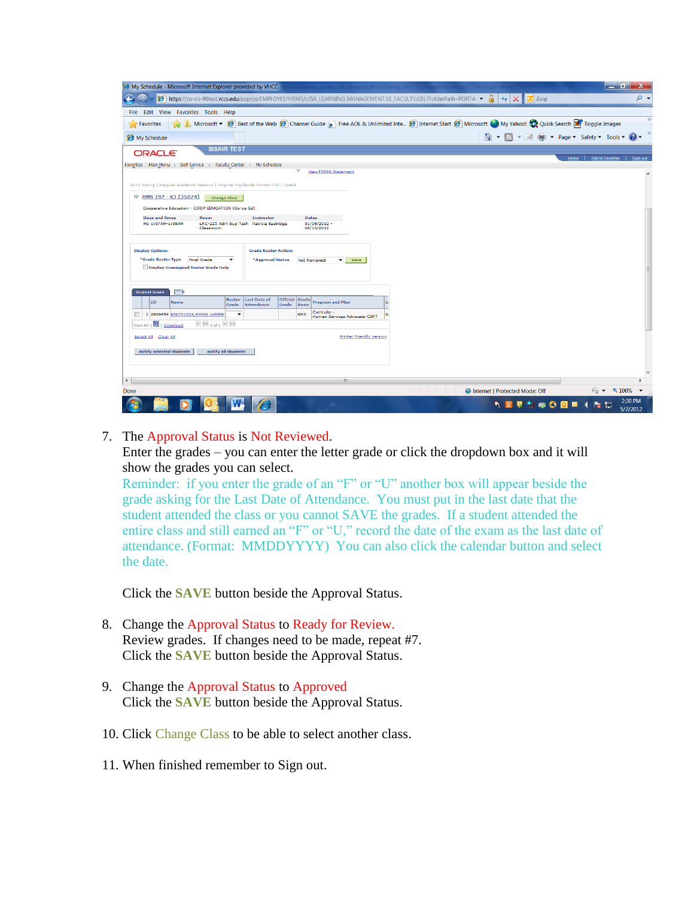7. The Approval Status is Not Reviewed.
   Enter the grades – you can enter the letter grade or click the dropdown box and it will show the grades you can select.
   Reminder: if you enter the grade of an "F" or "U" another box will appear beside the grade asking for the Last Date of Attendance. You must put in the last date that the student attended the class or you cannot SAVE the grades. If a student attended the entire class and still earned an "F" or "U," record the date of the exam as the last date of attendance. (Format: MMDDYYYY) You can also click the calendar button and select the date.

   Click the **SAVE** button beside the Approval Status.

8. Change the Approval Status to Ready for Review.
   Review grades. If changes need to be made, repeat #7.
   Click the **SAVE** button beside the Approval Status.

9. Change the Approval Status to Approved
   Click the **SAVE** button beside the Approval Status.

10. Click Change Class to be able to select another class.

11. When finished remember to Sign out.